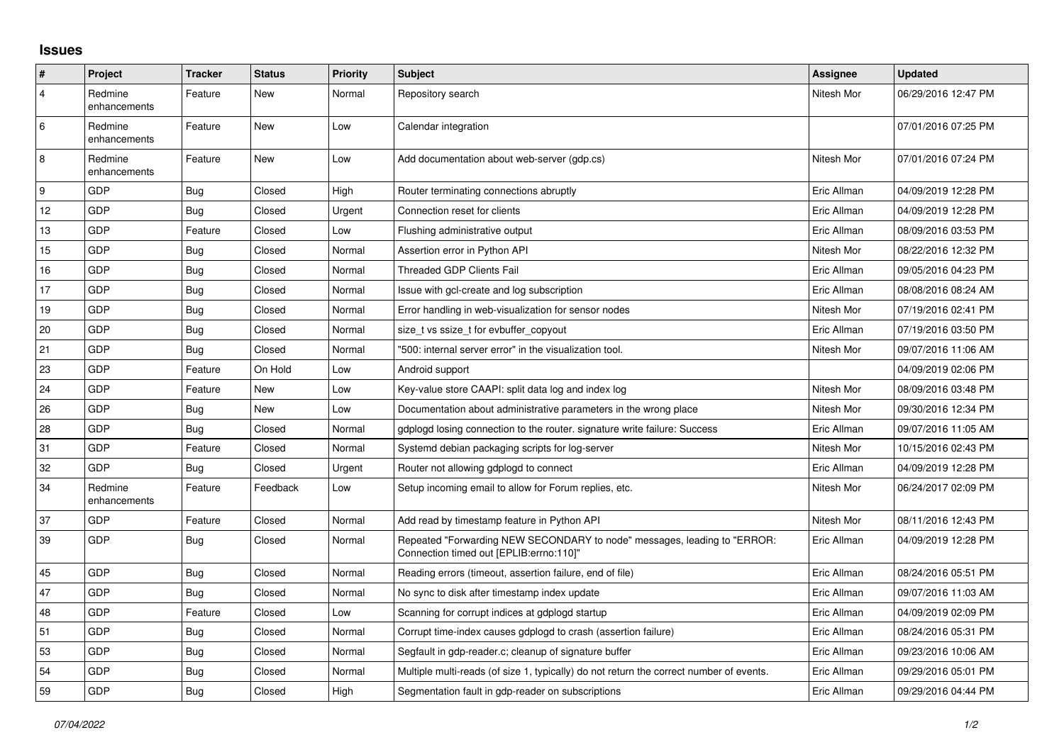# Issues

| # | Project | Tracker | Status | Priority | Subject | Assignee | Updated |
|---|---|---|---|---|---|---|---|
| 4 | Redmine enhancements | Feature | New | Normal | Repository search | Nitesh Mor | 06/29/2016 12:47 PM |
| 6 | Redmine enhancements | Feature | New | Low | Calendar integration | | 07/01/2016 07:25 PM |
| 8 | Redmine enhancements | Feature | New | Low | Add documentation about web-server (gdp.cs) | Nitesh Mor | 07/01/2016 07:24 PM |
| 9 | GDP | Bug | Closed | High | Router terminating connections abruptly | Eric Allman | 04/09/2019 12:28 PM |
| 12 | GDP | Bug | Closed | Urgent | Connection reset for clients | Eric Allman | 04/09/2019 12:28 PM |
| 13 | GDP | Feature | Closed | Low | Flushing administrative output | Eric Allman | 08/09/2016 03:53 PM |
| 15 | GDP | Bug | Closed | Normal | Assertion error in Python API | Nitesh Mor | 08/22/2016 12:32 PM |
| 16 | GDP | Bug | Closed | Normal | Threaded GDP Clients Fail | Eric Allman | 09/05/2016 04:23 PM |
| 17 | GDP | Bug | Closed | Normal | Issue with gcl-create and log subscription | Eric Allman | 08/08/2016 08:24 AM |
| 19 | GDP | Bug | Closed | Normal | Error handling in web-visualization for sensor nodes | Nitesh Mor | 07/19/2016 02:41 PM |
| 20 | GDP | Bug | Closed | Normal | size_t vs ssize_t for evbuffer_copyout | Eric Allman | 07/19/2016 03:50 PM |
| 21 | GDP | Bug | Closed | Normal | "500: internal server error" in the visualization tool. | Nitesh Mor | 09/07/2016 11:06 AM |
| 23 | GDP | Feature | On Hold | Low | Android support | | 04/09/2019 02:06 PM |
| 24 | GDP | Feature | New | Low | Key-value store CAAPI: split data log and index log | Nitesh Mor | 08/09/2016 03:48 PM |
| 26 | GDP | Bug | New | Low | Documentation about administrative parameters in the wrong place | Nitesh Mor | 09/30/2016 12:34 PM |
| 28 | GDP | Bug | Closed | Normal | gdplogd losing connection to the router. signature write failure: Success | Eric Allman | 09/07/2016 11:05 AM |
| 31 | GDP | Feature | Closed | Normal | Systemd debian packaging scripts for log-server | Nitesh Mor | 10/15/2016 02:43 PM |
| 32 | GDP | Bug | Closed | Urgent | Router not allowing gdplogd to connect | Eric Allman | 04/09/2019 12:28 PM |
| 34 | Redmine enhancements | Feature | Feedback | Low | Setup incoming email to allow for Forum replies, etc. | Nitesh Mor | 06/24/2017 02:09 PM |
| 37 | GDP | Feature | Closed | Normal | Add read by timestamp feature in Python API | Nitesh Mor | 08/11/2016 12:43 PM |
| 39 | GDP | Bug | Closed | Normal | Repeated "Forwarding NEW SECONDARY to node" messages, leading to "ERROR: Connection timed out [EPLIB:errno:110]" | Eric Allman | 04/09/2019 12:28 PM |
| 45 | GDP | Bug | Closed | Normal | Reading errors (timeout, assertion failure, end of file) | Eric Allman | 08/24/2016 05:51 PM |
| 47 | GDP | Bug | Closed | Normal | No sync to disk after timestamp index update | Eric Allman | 09/07/2016 11:03 AM |
| 48 | GDP | Feature | Closed | Low | Scanning for corrupt indices at gdplogd startup | Eric Allman | 04/09/2019 02:09 PM |
| 51 | GDP | Bug | Closed | Normal | Corrupt time-index causes gdplogd to crash (assertion failure) | Eric Allman | 08/24/2016 05:31 PM |
| 53 | GDP | Bug | Closed | Normal | Segfault in gdp-reader.c; cleanup of signature buffer | Eric Allman | 09/23/2016 10:06 AM |
| 54 | GDP | Bug | Closed | Normal | Multiple multi-reads (of size 1, typically) do not return the correct number of events. | Eric Allman | 09/29/2016 05:01 PM |
| 59 | GDP | Bug | Closed | High | Segmentation fault in gdp-reader on subscriptions | Eric Allman | 09/29/2016 04:44 PM |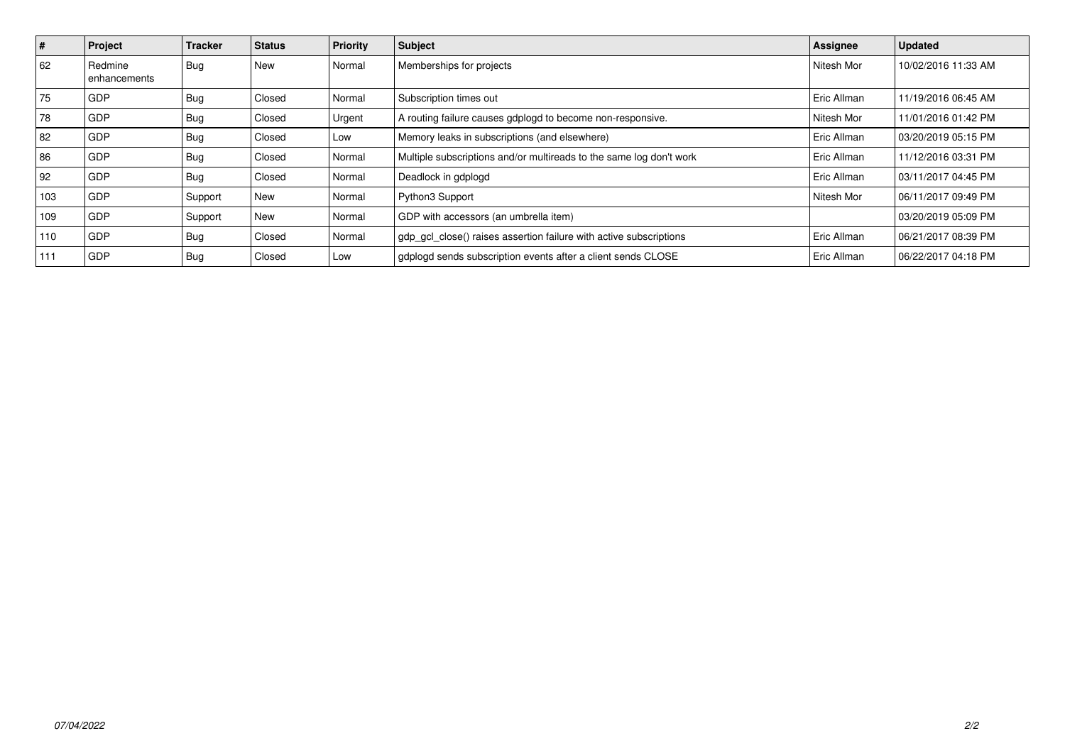| # | Project | Tracker | Status | Priority | Subject | Assignee | Updated |
|---|---|---|---|---|---|---|---|
| 62 | Redmine enhancements | Bug | New | Normal | Memberships for projects | Nitesh Mor | 10/02/2016 11:33 AM |
| 75 | GDP | Bug | Closed | Normal | Subscription times out | Eric Allman | 11/19/2016 06:45 AM |
| 78 | GDP | Bug | Closed | Urgent | A routing failure causes gdplogd to become non-responsive. | Nitesh Mor | 11/01/2016 01:42 PM |
| 82 | GDP | Bug | Closed | Low | Memory leaks in subscriptions (and elsewhere) | Eric Allman | 03/20/2019 05:15 PM |
| 86 | GDP | Bug | Closed | Normal | Multiple subscriptions and/or multireads to the same log don't work | Eric Allman | 11/12/2016 03:31 PM |
| 92 | GDP | Bug | Closed | Normal | Deadlock in gdplogd | Eric Allman | 03/11/2017 04:45 PM |
| 103 | GDP | Support | New | Normal | Python3 Support | Nitesh Mor | 06/11/2017 09:49 PM |
| 109 | GDP | Support | New | Normal | GDP with accessors (an umbrella item) | | 03/20/2019 05:09 PM |
| 110 | GDP | Bug | Closed | Normal | gdp_gcl_close() raises assertion failure with active subscriptions | Eric Allman | 06/21/2017 08:39 PM |
| 111 | GDP | Bug | Closed | Low | gdplogd sends subscription events after a client sends CLOSE | Eric Allman | 06/22/2017 04:18 PM |

*07/04/2022*